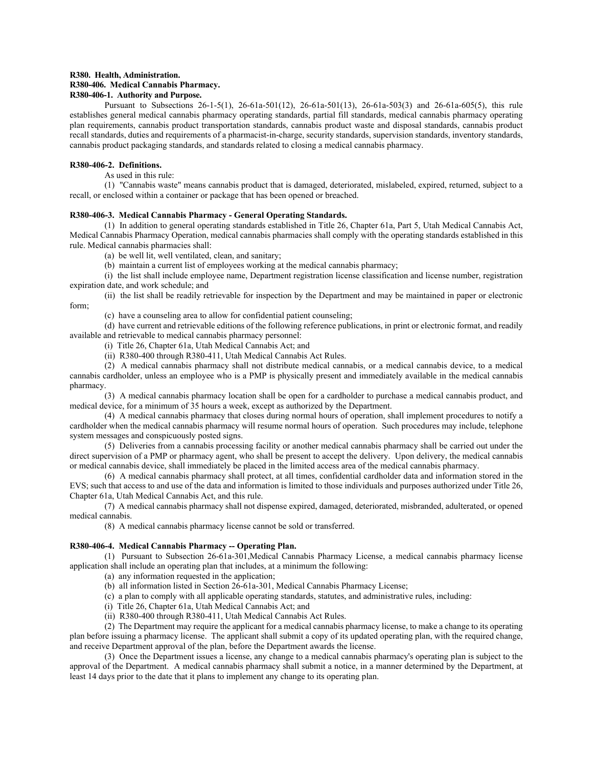**R380. Health, Administration.**

**R380-406. Medical Cannabis Pharmacy.**

**R380-406-1. Authority and Purpose.**

Pursuant to Subsections 26-1-5(1), 26-61a-501(12), 26-61a-501(13), 26-61a-503(3) and 26-61a-605(5), this rule establishes general medical cannabis pharmacy operating standards, partial fill standards, medical cannabis pharmacy operating plan requirements, cannabis product transportation standards, cannabis product waste and disposal standards, cannabis product recall standards, duties and requirements of a pharmacist-in-charge, security standards, supervision standards, inventory standards, cannabis product packaging standards, and standards related to closing a medical cannabis pharmacy.

**R380-406-2. Definitions.**

As used in this rule:

(1) "Cannabis waste" means cannabis product that is damaged, deteriorated, mislabeled, expired, returned, subject to a recall, or enclosed within a container or package that has been opened or breached.

**R380-406-3. Medical Cannabis Pharmacy - General Operating Standards.**

(1) In addition to general operating standards established in Title 26, Chapter 61a, Part 5, Utah Medical Cannabis Act, Medical Cannabis Pharmacy Operation, medical cannabis pharmacies shall comply with the operating standards established in this rule. Medical cannabis pharmacies shall:

(a) be well lit, well ventilated, clean, and sanitary;

(b) maintain a current list of employees working at the medical cannabis pharmacy;

(i) the list shall include employee name, Department registration license classification and license number, registration expiration date, and work schedule; and

(ii) the list shall be readily retrievable for inspection by the Department and may be maintained in paper or electronic form;

(c) have a counseling area to allow for confidential patient counseling;

(d) have current and retrievable editions of the following reference publications, in print or electronic format, and readily available and retrievable to medical cannabis pharmacy personnel:

(i) Title 26, Chapter 61a, Utah Medical Cannabis Act; and

(ii) R380-400 through R380-411, Utah Medical Cannabis Act Rules.

(2) A medical cannabis pharmacy shall not distribute medical cannabis, or a medical cannabis device, to a medical cannabis cardholder, unless an employee who is a PMP is physically present and immediately available in the medical cannabis pharmacy.

(3) A medical cannabis pharmacy location shall be open for a cardholder to purchase a medical cannabis product, and medical device, for a minimum of 35 hours a week, except as authorized by the Department.

(4) A medical cannabis pharmacy that closes during normal hours of operation, shall implement procedures to notify a cardholder when the medical cannabis pharmacy will resume normal hours of operation. Such procedures may include, telephone system messages and conspicuously posted signs.

(5) Deliveries from a cannabis processing facility or another medical cannabis pharmacy shall be carried out under the direct supervision of a PMP or pharmacy agent, who shall be present to accept the delivery. Upon delivery, the medical cannabis or medical cannabis device, shall immediately be placed in the limited access area of the medical cannabis pharmacy.

(6) A medical cannabis pharmacy shall protect, at all times, confidential cardholder data and information stored in the EVS; such that access to and use of the data and information is limited to those individuals and purposes authorized under Title 26, Chapter 61a, Utah Medical Cannabis Act, and this rule.

(7) A medical cannabis pharmacy shall not dispense expired, damaged, deteriorated, misbranded, adulterated, or opened medical cannabis.

(8) A medical cannabis pharmacy license cannot be sold or transferred.

**R380-406-4. Medical Cannabis Pharmacy -- Operating Plan.**

(1) Pursuant to Subsection 26-61a-301,Medical Cannabis Pharmacy License, a medical cannabis pharmacy license application shall include an operating plan that includes, at a minimum the following:

(a) any information requested in the application;

(b) all information listed in Section 26-61a-301, Medical Cannabis Pharmacy License;

(c) a plan to comply with all applicable operating standards, statutes, and administrative rules, including:

(i) Title 26, Chapter 61a, Utah Medical Cannabis Act; and

(ii) R380-400 through R380-411, Utah Medical Cannabis Act Rules.

(2) The Department may require the applicant for a medical cannabis pharmacy license, to make a change to its operating plan before issuing a pharmacy license. The applicant shall submit a copy of its updated operating plan, with the required change, and receive Department approval of the plan, before the Department awards the license.

(3) Once the Department issues a license, any change to a medical cannabis pharmacy's operating plan is subject to the approval of the Department. A medical cannabis pharmacy shall submit a notice, in a manner determined by the Department, at least 14 days prior to the date that it plans to implement any change to its operating plan.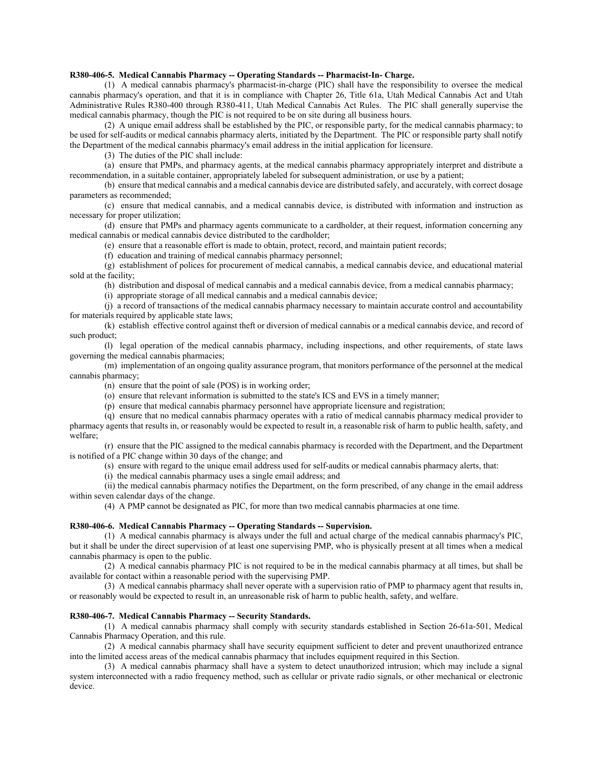**R380-406-5. Medical Cannabis Pharmacy -- Operating Standards -- Pharmacist-In- Charge.**

(1) A medical cannabis pharmacy's pharmacist-in-charge (PIC) shall have the responsibility to oversee the medical cannabis pharmacy's operation, and that it is in compliance with Chapter 26, Title 61a, Utah Medical Cannabis Act and Utah Administrative Rules R380-400 through R380-411, Utah Medical Cannabis Act Rules. The PIC shall generally supervise the medical cannabis pharmacy, though the PIC is not required to be on site during all business hours.

(2) A unique email address shall be established by the PIC, or responsible party, for the medical cannabis pharmacy; to be used for self-audits or medical cannabis pharmacy alerts, initiated by the Department. The PIC or responsible party shall notify the Department of the medical cannabis pharmacy's email address in the initial application for licensure.

(3) The duties of the PIC shall include:

(a) ensure that PMPs, and pharmacy agents, at the medical cannabis pharmacy appropriately interpret and distribute a recommendation, in a suitable container, appropriately labeled for subsequent administration, or use by a patient;

(b) ensure that medical cannabis and a medical cannabis device are distributed safely, and accurately, with correct dosage parameters as recommended;

(c) ensure that medical cannabis, and a medical cannabis device, is distributed with information and instruction as necessary for proper utilization;

(d) ensure that PMPs and pharmacy agents communicate to a cardholder, at their request, information concerning any medical cannabis or medical cannabis device distributed to the cardholder;

(e) ensure that a reasonable effort is made to obtain, protect, record, and maintain patient records;

(f) education and training of medical cannabis pharmacy personnel;

(g) establishment of polices for procurement of medical cannabis, a medical cannabis device, and educational material sold at the facility;

(h) distribution and disposal of medical cannabis and a medical cannabis device, from a medical cannabis pharmacy;

(i) appropriate storage of all medical cannabis and a medical cannabis device;

(j) a record of transactions of the medical cannabis pharmacy necessary to maintain accurate control and accountability for materials required by applicable state laws;

(k) establish effective control against theft or diversion of medical cannabis or a medical cannabis device, and record of such product;

(l) legal operation of the medical cannabis pharmacy, including inspections, and other requirements, of state laws governing the medical cannabis pharmacies;

(m) implementation of an ongoing quality assurance program, that monitors performance of the personnel at the medical cannabis pharmacy;

(n) ensure that the point of sale (POS) is in working order;

(o) ensure that relevant information is submitted to the state's ICS and EVS in a timely manner;

(p) ensure that medical cannabis pharmacy personnel have appropriate licensure and registration;

(q) ensure that no medical cannabis pharmacy operates with a ratio of medical cannabis pharmacy medical provider to pharmacy agents that results in, or reasonably would be expected to result in, a reasonable risk of harm to public health, safety, and welfare;

(r) ensure that the PIC assigned to the medical cannabis pharmacy is recorded with the Department, and the Department is notified of a PIC change within 30 days of the change; and

(s) ensure with regard to the unique email address used for self-audits or medical cannabis pharmacy alerts, that:

(i) the medical cannabis pharmacy uses a single email address; and

(ii) the medical cannabis pharmacy notifies the Department, on the form prescribed, of any change in the email address within seven calendar days of the change.

(4) A PMP cannot be designated as PIC, for more than two medical cannabis pharmacies at one time.

**R380-406-6. Medical Cannabis Pharmacy -- Operating Standards -- Supervision.**

(1) A medical cannabis pharmacy is always under the full and actual charge of the medical cannabis pharmacy's PIC, but it shall be under the direct supervision of at least one supervising PMP, who is physically present at all times when a medical cannabis pharmacy is open to the public.

(2) A medical cannabis pharmacy PIC is not required to be in the medical cannabis pharmacy at all times, but shall be available for contact within a reasonable period with the supervising PMP.

(3) A medical cannabis pharmacy shall never operate with a supervision ratio of PMP to pharmacy agent that results in, or reasonably would be expected to result in, an unreasonable risk of harm to public health, safety, and welfare.

**R380-406-7. Medical Cannabis Pharmacy -- Security Standards.**

(1) A medical cannabis pharmacy shall comply with security standards established in Section 26-61a-501, Medical Cannabis Pharmacy Operation, and this rule.

(2) A medical cannabis pharmacy shall have security equipment sufficient to deter and prevent unauthorized entrance into the limited access areas of the medical cannabis pharmacy that includes equipment required in this Section.

(3) A medical cannabis pharmacy shall have a system to detect unauthorized intrusion; which may include a signal system interconnected with a radio frequency method, such as cellular or private radio signals, or other mechanical or electronic device.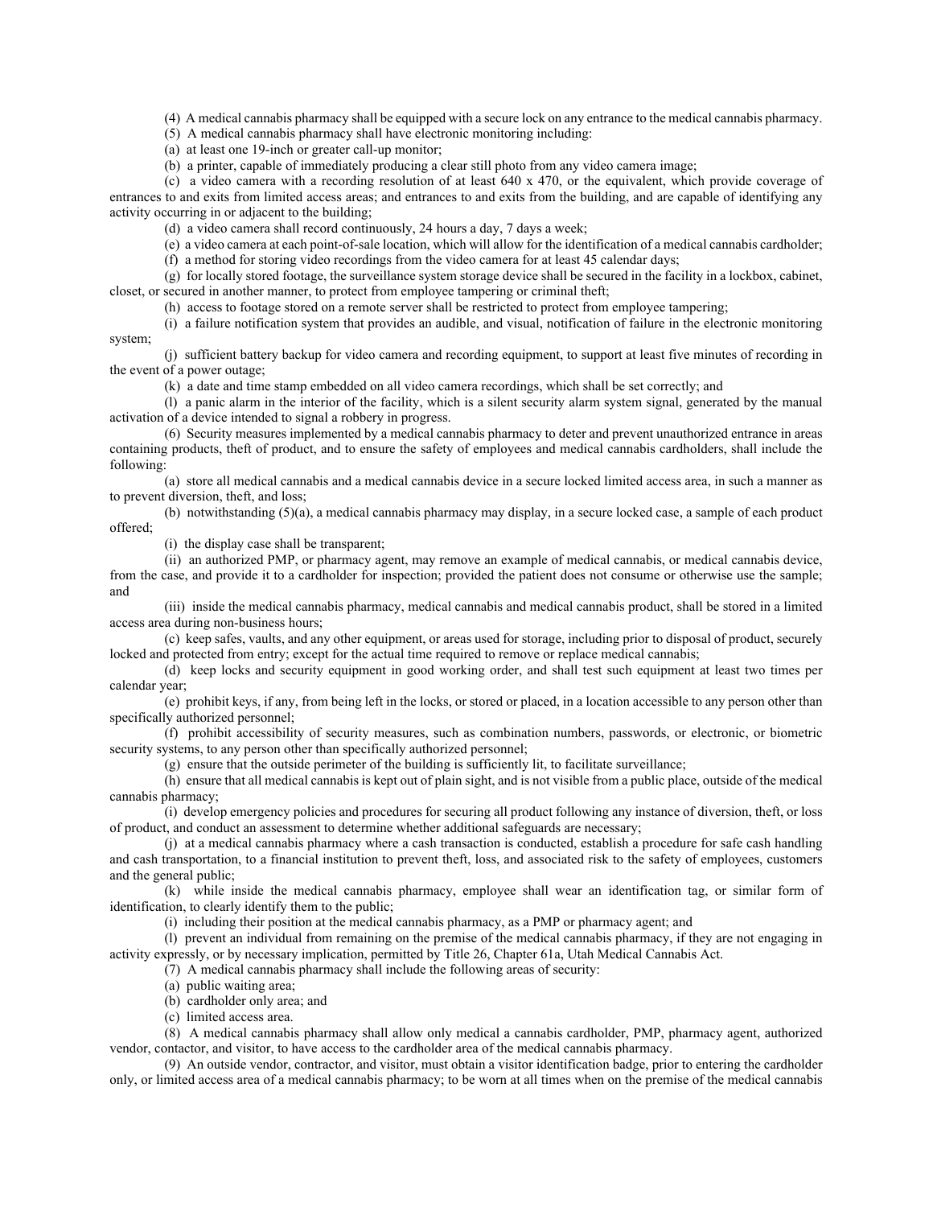(4) A medical cannabis pharmacy shall be equipped with a secure lock on any entrance to the medical cannabis pharmacy.

(5) A medical cannabis pharmacy shall have electronic monitoring including:

(a) at least one 19-inch or greater call-up monitor;

(b) a printer, capable of immediately producing a clear still photo from any video camera image;

(c) a video camera with a recording resolution of at least 640 x 470, or the equivalent, which provide coverage of entrances to and exits from limited access areas; and entrances to and exits from the building, and are capable of identifying any activity occurring in or adjacent to the building;

(d) a video camera shall record continuously, 24 hours a day, 7 days a week;

(e) a video camera at each point-of-sale location, which will allow for the identification of a medical cannabis cardholder;

(f) a method for storing video recordings from the video camera for at least 45 calendar days;

(g) for locally stored footage, the surveillance system storage device shall be secured in the facility in a lockbox, cabinet, closet, or secured in another manner, to protect from employee tampering or criminal theft;

(h) access to footage stored on a remote server shall be restricted to protect from employee tampering;

(i) a failure notification system that provides an audible, and visual, notification of failure in the electronic monitoring system;

(j) sufficient battery backup for video camera and recording equipment, to support at least five minutes of recording in the event of a power outage;

(k) a date and time stamp embedded on all video camera recordings, which shall be set correctly; and

(l) a panic alarm in the interior of the facility, which is a silent security alarm system signal, generated by the manual activation of a device intended to signal a robbery in progress.

(6) Security measures implemented by a medical cannabis pharmacy to deter and prevent unauthorized entrance in areas containing products, theft of product, and to ensure the safety of employees and medical cannabis cardholders, shall include the following:

(a) store all medical cannabis and a medical cannabis device in a secure locked limited access area, in such a manner as to prevent diversion, theft, and loss;

(b) notwithstanding (5)(a), a medical cannabis pharmacy may display, in a secure locked case, a sample of each product offered;

(i) the display case shall be transparent;

(ii) an authorized PMP, or pharmacy agent, may remove an example of medical cannabis, or medical cannabis device, from the case, and provide it to a cardholder for inspection; provided the patient does not consume or otherwise use the sample; and

(iii) inside the medical cannabis pharmacy, medical cannabis and medical cannabis product, shall be stored in a limited access area during non-business hours;

(c) keep safes, vaults, and any other equipment, or areas used for storage, including prior to disposal of product, securely locked and protected from entry; except for the actual time required to remove or replace medical cannabis;

(d) keep locks and security equipment in good working order, and shall test such equipment at least two times per calendar year;

(e) prohibit keys, if any, from being left in the locks, or stored or placed, in a location accessible to any person other than specifically authorized personnel;

(f) prohibit accessibility of security measures, such as combination numbers, passwords, or electronic, or biometric security systems, to any person other than specifically authorized personnel;

(g) ensure that the outside perimeter of the building is sufficiently lit, to facilitate surveillance;

(h) ensure that all medical cannabis is kept out of plain sight, and is not visible from a public place, outside of the medical cannabis pharmacy;

(i) develop emergency policies and procedures for securing all product following any instance of diversion, theft, or loss of product, and conduct an assessment to determine whether additional safeguards are necessary;

(j) at a medical cannabis pharmacy where a cash transaction is conducted, establish a procedure for safe cash handling and cash transportation, to a financial institution to prevent theft, loss, and associated risk to the safety of employees, customers and the general public;

(k) while inside the medical cannabis pharmacy, employee shall wear an identification tag, or similar form of identification, to clearly identify them to the public;

(i) including their position at the medical cannabis pharmacy, as a PMP or pharmacy agent; and

(l) prevent an individual from remaining on the premise of the medical cannabis pharmacy, if they are not engaging in activity expressly, or by necessary implication, permitted by Title 26, Chapter 61a, Utah Medical Cannabis Act.

(7) A medical cannabis pharmacy shall include the following areas of security:

(a) public waiting area;

(b) cardholder only area; and

(c) limited access area.

(8) A medical cannabis pharmacy shall allow only medical a cannabis cardholder, PMP, pharmacy agent, authorized vendor, contactor, and visitor, to have access to the cardholder area of the medical cannabis pharmacy.

(9) An outside vendor, contractor, and visitor, must obtain a visitor identification badge, prior to entering the cardholder only, or limited access area of a medical cannabis pharmacy; to be worn at all times when on the premise of the medical cannabis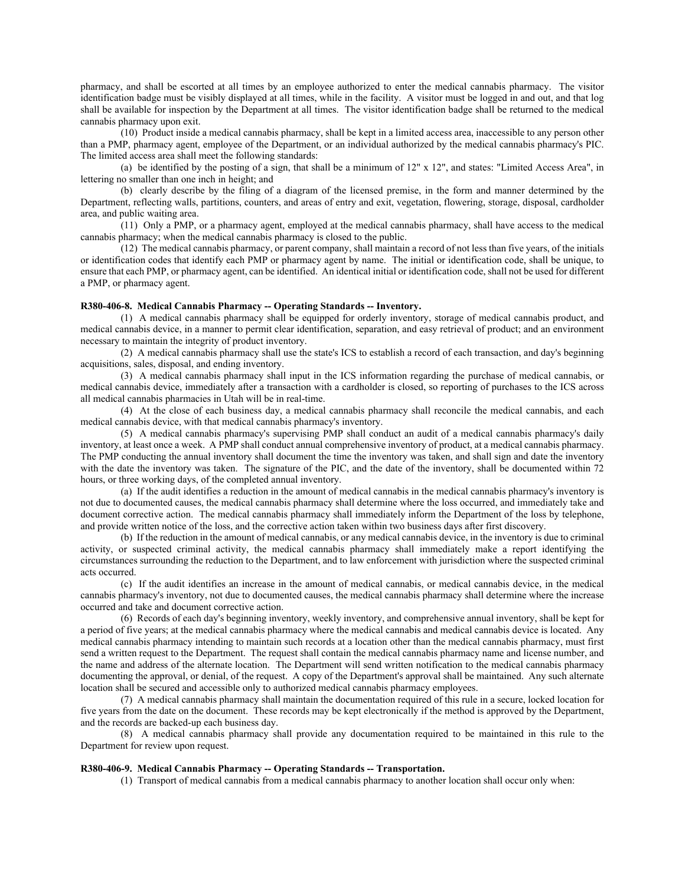pharmacy, and shall be escorted at all times by an employee authorized to enter the medical cannabis pharmacy. The visitor identification badge must be visibly displayed at all times, while in the facility. A visitor must be logged in and out, and that log shall be available for inspection by the Department at all times. The visitor identification badge shall be returned to the medical cannabis pharmacy upon exit.

(10) Product inside a medical cannabis pharmacy, shall be kept in a limited access area, inaccessible to any person other than a PMP, pharmacy agent, employee of the Department, or an individual authorized by the medical cannabis pharmacy's PIC. The limited access area shall meet the following standards:

(a) be identified by the posting of a sign, that shall be a minimum of 12" x 12", and states: "Limited Access Area", in lettering no smaller than one inch in height; and

(b) clearly describe by the filing of a diagram of the licensed premise, in the form and manner determined by the Department, reflecting walls, partitions, counters, and areas of entry and exit, vegetation, flowering, storage, disposal, cardholder area, and public waiting area.

(11) Only a PMP, or a pharmacy agent, employed at the medical cannabis pharmacy, shall have access to the medical cannabis pharmacy; when the medical cannabis pharmacy is closed to the public.

(12) The medical cannabis pharmacy, or parent company, shall maintain a record of not less than five years, of the initials or identification codes that identify each PMP or pharmacy agent by name. The initial or identification code, shall be unique, to ensure that each PMP, or pharmacy agent, can be identified. An identical initial or identification code, shall not be used for different a PMP, or pharmacy agent.

**R380-406-8. Medical Cannabis Pharmacy -- Operating Standards -- Inventory.**

(1) A medical cannabis pharmacy shall be equipped for orderly inventory, storage of medical cannabis product, and medical cannabis device, in a manner to permit clear identification, separation, and easy retrieval of product; and an environment necessary to maintain the integrity of product inventory.

(2) A medical cannabis pharmacy shall use the state's ICS to establish a record of each transaction, and day's beginning acquisitions, sales, disposal, and ending inventory.

(3) A medical cannabis pharmacy shall input in the ICS information regarding the purchase of medical cannabis, or medical cannabis device, immediately after a transaction with a cardholder is closed, so reporting of purchases to the ICS across all medical cannabis pharmacies in Utah will be in real-time.

(4) At the close of each business day, a medical cannabis pharmacy shall reconcile the medical cannabis, and each medical cannabis device, with that medical cannabis pharmacy's inventory.

(5) A medical cannabis pharmacy's supervising PMP shall conduct an audit of a medical cannabis pharmacy's daily inventory, at least once a week. A PMP shall conduct annual comprehensive inventory of product, at a medical cannabis pharmacy. The PMP conducting the annual inventory shall document the time the inventory was taken, and shall sign and date the inventory with the date the inventory was taken. The signature of the PIC, and the date of the inventory, shall be documented within 72 hours, or three working days, of the completed annual inventory.

(a) If the audit identifies a reduction in the amount of medical cannabis in the medical cannabis pharmacy's inventory is not due to documented causes, the medical cannabis pharmacy shall determine where the loss occurred, and immediately take and document corrective action. The medical cannabis pharmacy shall immediately inform the Department of the loss by telephone, and provide written notice of the loss, and the corrective action taken within two business days after first discovery.

(b) If the reduction in the amount of medical cannabis, or any medical cannabis device, in the inventory is due to criminal activity, or suspected criminal activity, the medical cannabis pharmacy shall immediately make a report identifying the circumstances surrounding the reduction to the Department, and to law enforcement with jurisdiction where the suspected criminal acts occurred.

(c) If the audit identifies an increase in the amount of medical cannabis, or medical cannabis device, in the medical cannabis pharmacy's inventory, not due to documented causes, the medical cannabis pharmacy shall determine where the increase occurred and take and document corrective action.

(6) Records of each day's beginning inventory, weekly inventory, and comprehensive annual inventory, shall be kept for a period of five years; at the medical cannabis pharmacy where the medical cannabis and medical cannabis device is located. Any medical cannabis pharmacy intending to maintain such records at a location other than the medical cannabis pharmacy, must first send a written request to the Department. The request shall contain the medical cannabis pharmacy name and license number, and the name and address of the alternate location. The Department will send written notification to the medical cannabis pharmacy documenting the approval, or denial, of the request. A copy of the Department's approval shall be maintained. Any such alternate location shall be secured and accessible only to authorized medical cannabis pharmacy employees.

(7) A medical cannabis pharmacy shall maintain the documentation required of this rule in a secure, locked location for five years from the date on the document. These records may be kept electronically if the method is approved by the Department, and the records are backed-up each business day.

(8) A medical cannabis pharmacy shall provide any documentation required to be maintained in this rule to the Department for review upon request.

**R380-406-9. Medical Cannabis Pharmacy -- Operating Standards -- Transportation.**

(1) Transport of medical cannabis from a medical cannabis pharmacy to another location shall occur only when: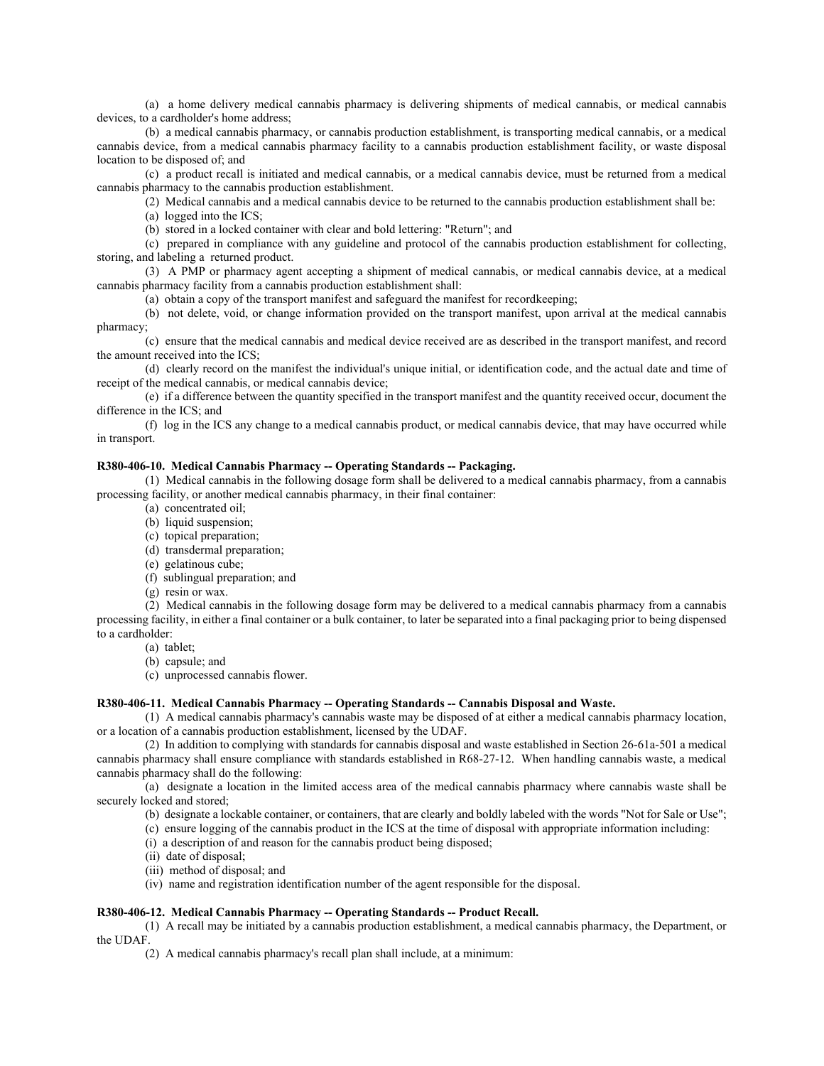(a) a home delivery medical cannabis pharmacy is delivering shipments of medical cannabis, or medical cannabis devices, to a cardholder's home address;

(b) a medical cannabis pharmacy, or cannabis production establishment, is transporting medical cannabis, or a medical cannabis device, from a medical cannabis pharmacy facility to a cannabis production establishment facility, or waste disposal location to be disposed of; and

(c) a product recall is initiated and medical cannabis, or a medical cannabis device, must be returned from a medical cannabis pharmacy to the cannabis production establishment.

(2) Medical cannabis and a medical cannabis device to be returned to the cannabis production establishment shall be:

(a) logged into the ICS;

(b) stored in a locked container with clear and bold lettering: "Return"; and

(c) prepared in compliance with any guideline and protocol of the cannabis production establishment for collecting, storing, and labeling a returned product.

(3) A PMP or pharmacy agent accepting a shipment of medical cannabis, or medical cannabis device, at a medical cannabis pharmacy facility from a cannabis production establishment shall:

(a) obtain a copy of the transport manifest and safeguard the manifest for recordkeeping;

(b) not delete, void, or change information provided on the transport manifest, upon arrival at the medical cannabis pharmacy;

(c) ensure that the medical cannabis and medical device received are as described in the transport manifest, and record the amount received into the ICS;

(d) clearly record on the manifest the individual's unique initial, or identification code, and the actual date and time of receipt of the medical cannabis, or medical cannabis device;

(e) if a difference between the quantity specified in the transport manifest and the quantity received occur, document the difference in the ICS; and

(f) log in the ICS any change to a medical cannabis product, or medical cannabis device, that may have occurred while in transport.

**R380-406-10. Medical Cannabis Pharmacy -- Operating Standards -- Packaging.**

(1) Medical cannabis in the following dosage form shall be delivered to a medical cannabis pharmacy, from a cannabis processing facility, or another medical cannabis pharmacy, in their final container:

(a) concentrated oil;

(b) liquid suspension;

(c) topical preparation;

(d) transdermal preparation;

(e) gelatinous cube;

(f) sublingual preparation; and

(g) resin or wax.

(2) Medical cannabis in the following dosage form may be delivered to a medical cannabis pharmacy from a cannabis processing facility, in either a final container or a bulk container, to later be separated into a final packaging prior to being dispensed to a cardholder:

(a) tablet;

(b) capsule; and

(c) unprocessed cannabis flower.

**R380-406-11. Medical Cannabis Pharmacy -- Operating Standards -- Cannabis Disposal and Waste.**

(1) A medical cannabis pharmacy's cannabis waste may be disposed of at either a medical cannabis pharmacy location, or a location of a cannabis production establishment, licensed by the UDAF.

(2) In addition to complying with standards for cannabis disposal and waste established in Section 26-61a-501 a medical cannabis pharmacy shall ensure compliance with standards established in R68-27-12. When handling cannabis waste, a medical cannabis pharmacy shall do the following:

(a) designate a location in the limited access area of the medical cannabis pharmacy where cannabis waste shall be securely locked and stored;

(b) designate a lockable container, or containers, that are clearly and boldly labeled with the words "Not for Sale or Use";

(c) ensure logging of the cannabis product in the ICS at the time of disposal with appropriate information including:

(i) a description of and reason for the cannabis product being disposed;

(ii) date of disposal;

(iii) method of disposal; and

(iv) name and registration identification number of the agent responsible for the disposal.

**R380-406-12. Medical Cannabis Pharmacy -- Operating Standards -- Product Recall.**

(1) A recall may be initiated by a cannabis production establishment, a medical cannabis pharmacy, the Department, or the UDAF.

(2) A medical cannabis pharmacy's recall plan shall include, at a minimum: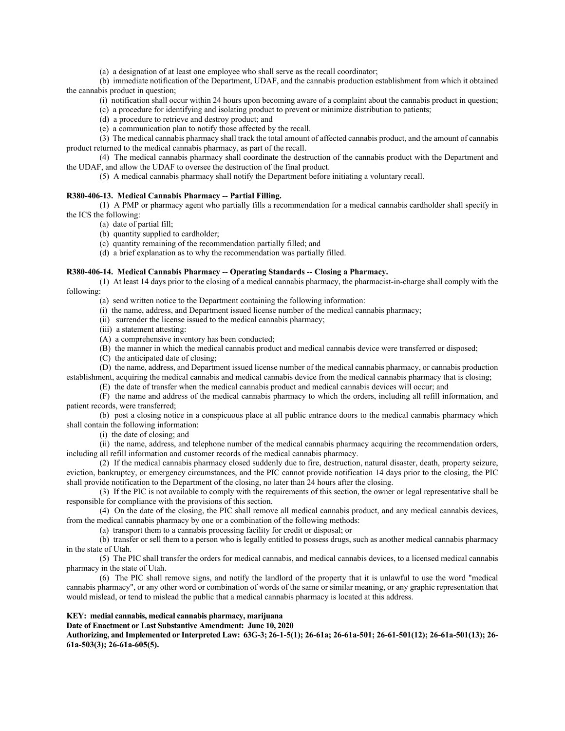(a) a designation of at least one employee who shall serve as the recall coordinator;

(b) immediate notification of the Department, UDAF, and the cannabis production establishment from which it obtained the cannabis product in question;

(i) notification shall occur within 24 hours upon becoming aware of a complaint about the cannabis product in question;

(c) a procedure for identifying and isolating product to prevent or minimize distribution to patients;

(d) a procedure to retrieve and destroy product; and

(e) a communication plan to notify those affected by the recall.

(3) The medical cannabis pharmacy shall track the total amount of affected cannabis product, and the amount of cannabis product returned to the medical cannabis pharmacy, as part of the recall.

(4) The medical cannabis pharmacy shall coordinate the destruction of the cannabis product with the Department and the UDAF, and allow the UDAF to oversee the destruction of the final product.

(5) A medical cannabis pharmacy shall notify the Department before initiating a voluntary recall.

**R380-406-13. Medical Cannabis Pharmacy -- Partial Filling.**

(1) A PMP or pharmacy agent who partially fills a recommendation for a medical cannabis cardholder shall specify in the ICS the following:

(a) date of partial fill;

(b) quantity supplied to cardholder;

(c) quantity remaining of the recommendation partially filled; and

(d) a brief explanation as to why the recommendation was partially filled.

**R380-406-14. Medical Cannabis Pharmacy -- Operating Standards -- Closing a Pharmacy.**

(1) At least 14 days prior to the closing of a medical cannabis pharmacy, the pharmacist-in-charge shall comply with the following:

(a) send written notice to the Department containing the following information:

(i) the name, address, and Department issued license number of the medical cannabis pharmacy;

(ii) surrender the license issued to the medical cannabis pharmacy;

(iii) a statement attesting:

(A) a comprehensive inventory has been conducted;

(B) the manner in which the medical cannabis product and medical cannabis device were transferred or disposed;

(C) the anticipated date of closing;

(D) the name, address, and Department issued license number of the medical cannabis pharmacy, or cannabis production establishment, acquiring the medical cannabis and medical cannabis device from the medical cannabis pharmacy that is closing;

(E) the date of transfer when the medical cannabis product and medical cannabis devices will occur; and

(F) the name and address of the medical cannabis pharmacy to which the orders, including all refill information, and patient records, were transferred;

(b) post a closing notice in a conspicuous place at all public entrance doors to the medical cannabis pharmacy which shall contain the following information:

(i) the date of closing; and

(ii) the name, address, and telephone number of the medical cannabis pharmacy acquiring the recommendation orders, including all refill information and customer records of the medical cannabis pharmacy.

(2) If the medical cannabis pharmacy closed suddenly due to fire, destruction, natural disaster, death, property seizure, eviction, bankruptcy, or emergency circumstances, and the PIC cannot provide notification 14 days prior to the closing, the PIC shall provide notification to the Department of the closing, no later than 24 hours after the closing.

(3) If the PIC is not available to comply with the requirements of this section, the owner or legal representative shall be responsible for compliance with the provisions of this section.

(4) On the date of the closing, the PIC shall remove all medical cannabis product, and any medical cannabis devices, from the medical cannabis pharmacy by one or a combination of the following methods:

(a) transport them to a cannabis processing facility for credit or disposal; or

(b) transfer or sell them to a person who is legally entitled to possess drugs, such as another medical cannabis pharmacy in the state of Utah.

(5) The PIC shall transfer the orders for medical cannabis, and medical cannabis devices, to a licensed medical cannabis pharmacy in the state of Utah.

(6) The PIC shall remove signs, and notify the landlord of the property that it is unlawful to use the word "medical cannabis pharmacy", or any other word or combination of words of the same or similar meaning, or any graphic representation that would mislead, or tend to mislead the public that a medical cannabis pharmacy is located at this address.

**KEY: medial cannabis, medical cannabis pharmacy, marijuana**

**Date of Enactment or Last Substantive Amendment: June 10, 2020**

**Authorizing, and Implemented or Interpreted Law: 63G-3; 26-1-5(1); 26-61a; 26-61a-501; 26-61-501(12); 26-61a-501(13); 26-61a-503(3); 26-61a-605(5).**